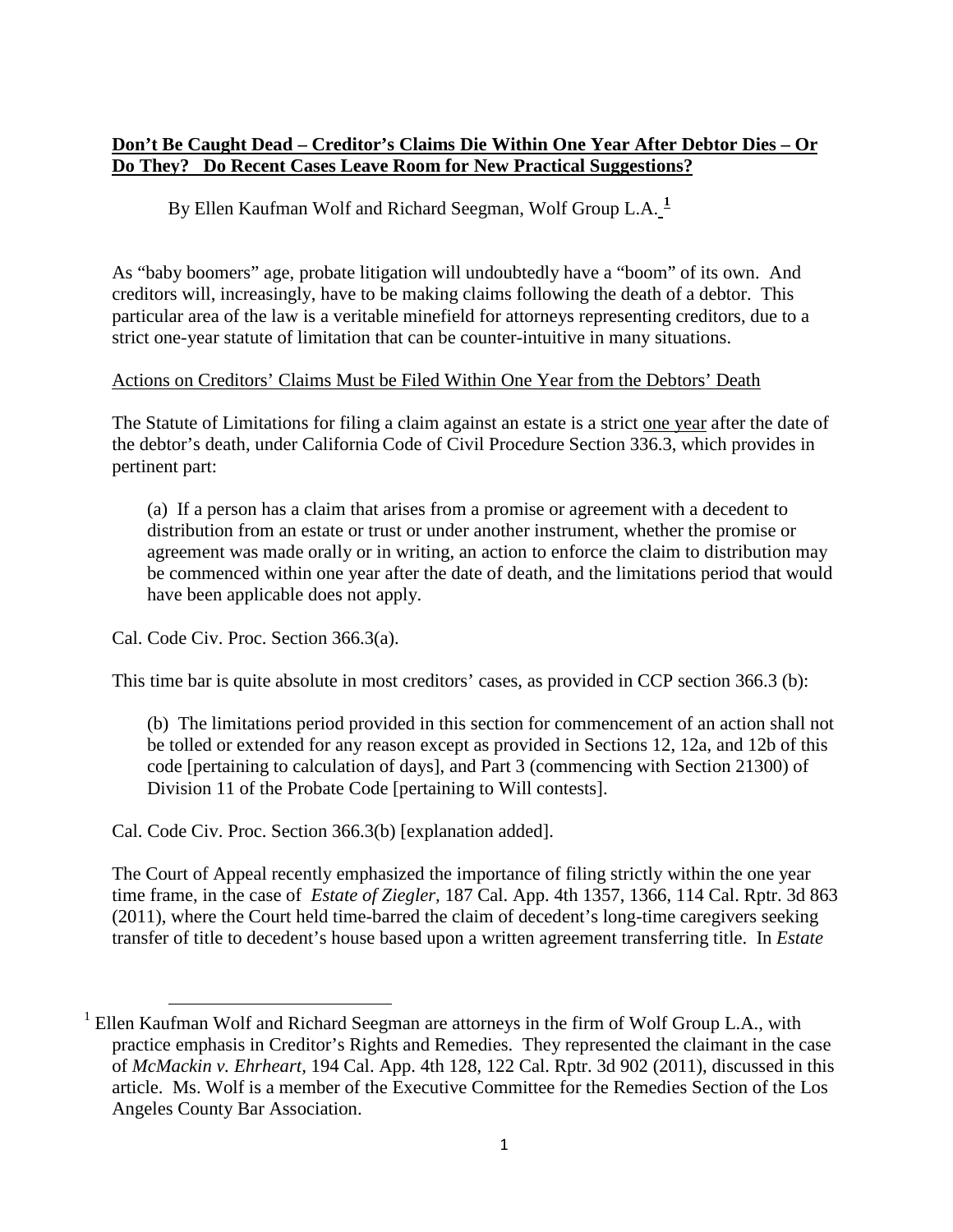**Don't Be Caught Dead – Creditor's Claims Die Within One Year After Debtor Dies – Or Do They? Do Recent Cases Leave Room for New Practical Suggestions?**

By Ellen Kaufman Wolf and Richard Seegman, Wolf Group L.A. [1]

As "baby boomers" age, probate litigation will undoubtedly have a "boom" of its own. And creditors will, increasingly, have to be making claims following the death of a debtor. This particular area of the law is a veritable minefield for attorneys representing creditors, due to a strict one-year statute of limitation that can be counter-intuitive in many situations.

Actions on Creditors' Claims Must be Filed Within One Year from the Debtors' Death

The Statute of Limitations for filing a claim against an estate is a strict one year after the date of the debtor's death, under California Code of Civil Procedure Section 336.3, which provides in pertinent part:

> (a) If a person has a claim that arises from a promise or agreement with a decedent to distribution from an estate or trust or under another instrument, whether the promise or agreement was made orally or in writing, an action to enforce the claim to distribution may be commenced within one year after the date of death, and the limitations period that would have been applicable does not apply.

Cal. Code Civ. Proc. Section 366.3(a).

This time bar is quite absolute in most creditors' cases, as provided in CCP section 366.3 (b):

> (b) The limitations period provided in this section for commencement of an action shall not be tolled or extended for any reason except as provided in Sections 12, 12a, and 12b of this code [pertaining to calculation of days], and Part 3 (commencing with Section 21300) of Division 11 of the Probate Code [pertaining to Will contests].

Cal. Code Civ. Proc. Section 366.3(b) [explanation added].

The Court of Appeal recently emphasized the importance of filing strictly within the one year time frame, in the case of *Estate of Ziegler*, 187 Cal. App. 4th 1357, 1366, 114 Cal. Rptr. 3d 863 (2011), where the Court held time-barred the claim of decedent's long-time caregivers seeking transfer of title to decedent's house based upon a written agreement transferring title. In *Estate*

---

[1] Ellen Kaufman Wolf and Richard Seegman are attorneys in the firm of Wolf Group L.A., with practice emphasis in Creditor's Rights and Remedies. They represented the claimant in the case of *McMackin v. Ehrheart*, 194 Cal. App. 4th 128, 122 Cal. Rptr. 3d 902 (2011), discussed in this article. Ms. Wolf is a member of the Executive Committee for the Remedies Section of the Los Angeles County Bar Association.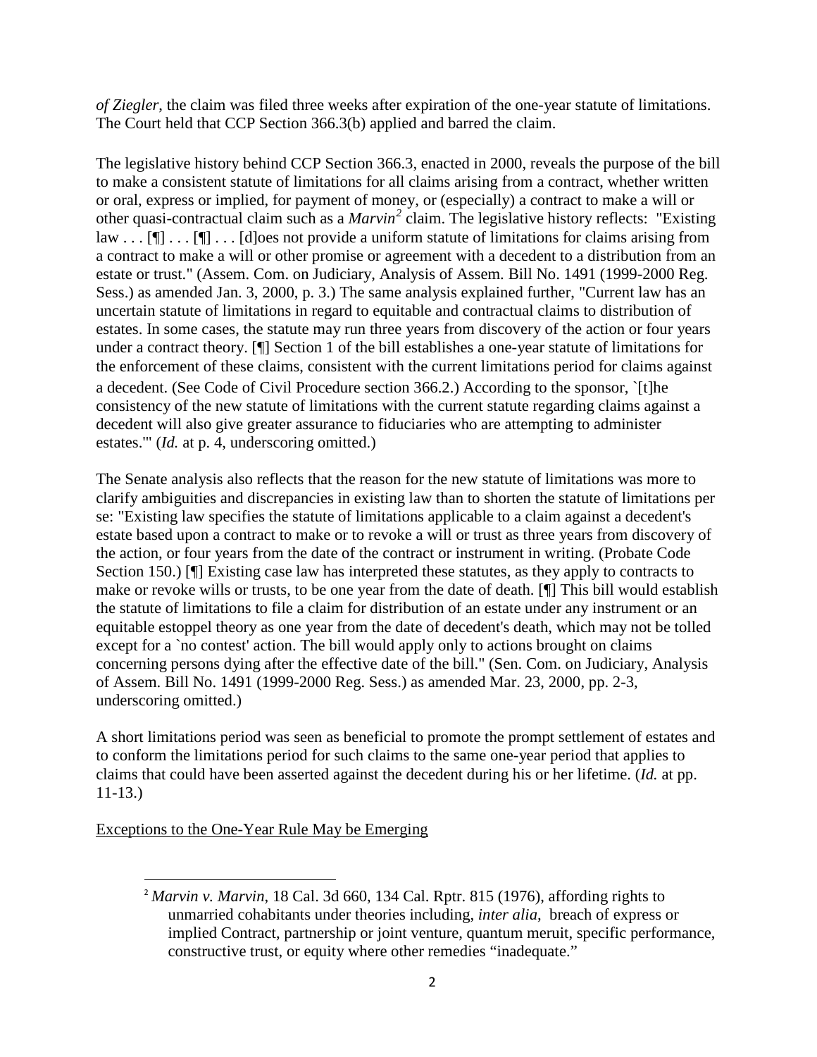*of Ziegler*, the claim was filed three weeks after expiration of the one-year statute of limitations. The Court held that CCP Section 366.3(b) applied and barred the claim.

The legislative history behind CCP Section 366.3, enacted in 2000, reveals the purpose of the bill to make a consistent statute of limitations for all claims arising from a contract, whether written or oral, express or implied, for payment of money, or (especially) a contract to make a will or other quasi-contractual claim such as a *Marvin*[2] claim. The legislative history reflects: "Existing law . . . [¶] . . . [¶] . . . [d]oes not provide a uniform statute of limitations for claims arising from a contract to make a will or other promise or agreement with a decedent to a distribution from an estate or trust." (Assem. Com. on Judiciary, Analysis of Assem. Bill No. 1491 (1999-2000 Reg. Sess.) as amended Jan. 3, 2000, p. 3.) The same analysis explained further, "Current law has an uncertain statute of limitations in regard to equitable and contractual claims to distribution of estates. In some cases, the statute may run three years from discovery of the action or four years under a contract theory. [¶] Section 1 of the bill establishes a one-year statute of limitations for the enforcement of these claims, consistent with the current limitations period for claims against a decedent. (See Code of Civil Procedure section 366.2.) According to the sponsor, `[t]he consistency of the new statute of limitations with the current statute regarding claims against a decedent will also give greater assurance to fiduciaries who are attempting to administer estates.'" (*Id.* at p. 4, underscoring omitted.)

The Senate analysis also reflects that the reason for the new statute of limitations was more to clarify ambiguities and discrepancies in existing law than to shorten the statute of limitations per se: "Existing law specifies the statute of limitations applicable to a claim against a decedent's estate based upon a contract to make or to revoke a will or trust as three years from discovery of the action, or four years from the date of the contract or instrument in writing. (Probate Code Section 150.) [¶] Existing case law has interpreted these statutes, as they apply to contracts to make or revoke wills or trusts, to be one year from the date of death. [¶] This bill would establish the statute of limitations to file a claim for distribution of an estate under any instrument or an equitable estoppel theory as one year from the date of decedent's death, which may not be tolled except for a `no contest' action. The bill would apply only to actions brought on claims concerning persons dying after the effective date of the bill." (Sen. Com. on Judiciary, Analysis of Assem. Bill No. 1491 (1999-2000 Reg. Sess.) as amended Mar. 23, 2000, pp. 2-3, underscoring omitted.)

A short limitations period was seen as beneficial to promote the prompt settlement of estates and to conform the limitations period for such claims to the same one-year period that applies to claims that could have been asserted against the decedent during his or her lifetime. (*Id.* at pp. 11-13.)

<u>Exceptions to the One-Year Rule May be Emerging</u>

---

[2] *Marvin v. Marvin*, 18 Cal. 3d 660, 134 Cal. Rptr. 815 (1976), affording rights to unmarried cohabitants under theories including, *inter alia,* breach of express or implied Contract, partnership or joint venture, quantum meruit, specific performance, constructive trust, or equity where other remedies "inadequate."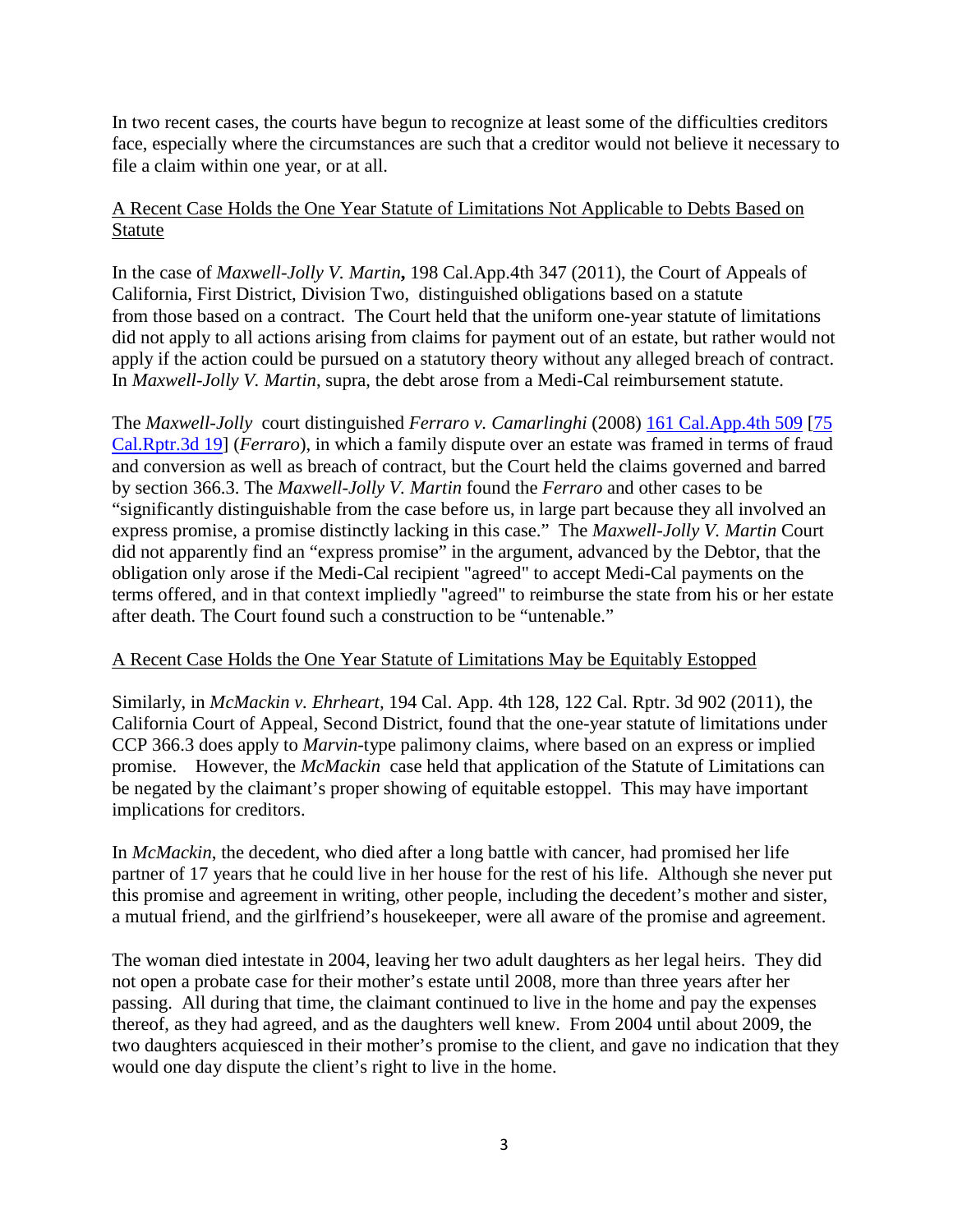In two recent cases, the courts have begun to recognize at least some of the difficulties creditors face, especially where the circumstances are such that a creditor would not believe it necessary to file a claim within one year, or at all.

<u>A Recent Case Holds the One Year Statute of Limitations Not Applicable to Debts Based on Statute</u>

In the case of *Maxwell-Jolly V. Martin***,** 198 Cal.App.4th 347 (2011), the Court of Appeals of California, First District, Division Two, distinguished obligations based on a statute from those based on a contract. The Court held that the uniform one-year statute of limitations did not apply to all actions arising from claims for payment out of an estate, but rather would not apply if the action could be pursued on a statutory theory without any alleged breach of contract. In *Maxwell-Jolly V. Martin*, supra, the debt arose from a Medi-Cal reimbursement statute.

The *Maxwell-Jolly* court distinguished *Ferraro v. Camarlinghi* (2008) 161 Cal.App.4th 509 [75 Cal.Rptr.3d 19] (*Ferraro*), in which a family dispute over an estate was framed in terms of fraud and conversion as well as breach of contract, but the Court held the claims governed and barred by section 366.3. The *Maxwell-Jolly V. Martin* found the *Ferraro* and other cases to be "significantly distinguishable from the case before us, in large part because they all involved an express promise, a promise distinctly lacking in this case." The *Maxwell-Jolly V. Martin* Court did not apparently find an "express promise" in the argument, advanced by the Debtor, that the obligation only arose if the Medi-Cal recipient "agreed" to accept Medi-Cal payments on the terms offered, and in that context impliedly "agreed" to reimburse the state from his or her estate after death. The Court found such a construction to be "untenable."

<u>A Recent Case Holds the One Year Statute of Limitations May be Equitably Estopped</u>

Similarly, in *McMackin v. Ehrheart*, 194 Cal. App. 4th 128, 122 Cal. Rptr. 3d 902 (2011), the California Court of Appeal, Second District, found that the one-year statute of limitations under CCP 366.3 does apply to *Marvin*-type palimony claims, where based on an express or implied promise. However, the *McMackin* case held that application of the Statute of Limitations can be negated by the claimant's proper showing of equitable estoppel. This may have important implications for creditors.

In *McMackin*, the decedent, who died after a long battle with cancer, had promised her life partner of 17 years that he could live in her house for the rest of his life. Although she never put this promise and agreement in writing, other people, including the decedent's mother and sister, a mutual friend, and the girlfriend's housekeeper, were all aware of the promise and agreement.

The woman died intestate in 2004, leaving her two adult daughters as her legal heirs. They did not open a probate case for their mother's estate until 2008, more than three years after her passing. All during that time, the claimant continued to live in the home and pay the expenses thereof, as they had agreed, and as the daughters well knew. From 2004 until about 2009, the two daughters acquiesced in their mother's promise to the client, and gave no indication that they would one day dispute the client's right to live in the home.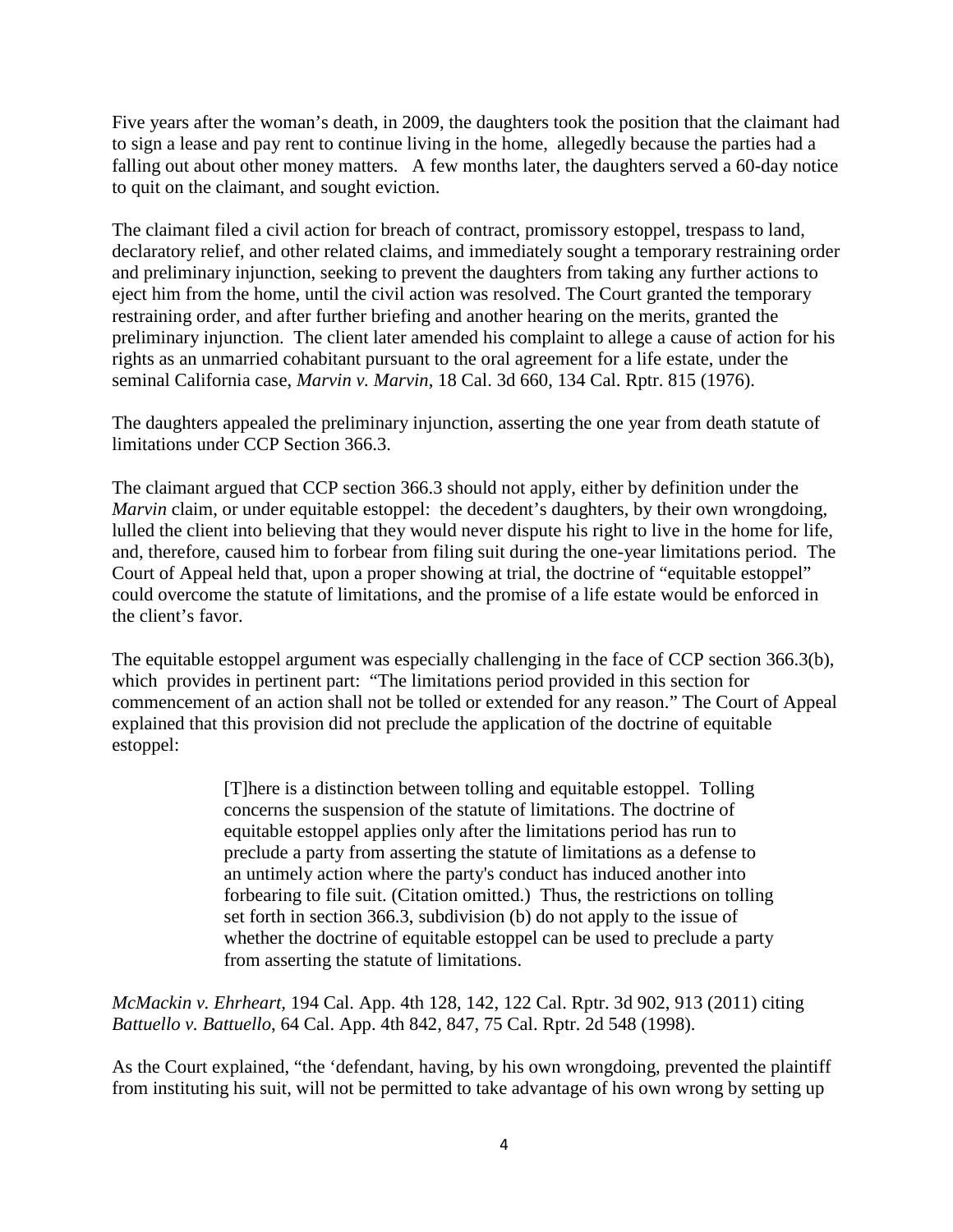Five years after the woman's death, in 2009, the daughters took the position that the claimant had to sign a lease and pay rent to continue living in the home, allegedly because the parties had a falling out about other money matters. A few months later, the daughters served a 60-day notice to quit on the claimant, and sought eviction.

The claimant filed a civil action for breach of contract, promissory estoppel, trespass to land, declaratory relief, and other related claims, and immediately sought a temporary restraining order and preliminary injunction, seeking to prevent the daughters from taking any further actions to eject him from the home, until the civil action was resolved. The Court granted the temporary restraining order, and after further briefing and another hearing on the merits, granted the preliminary injunction. The client later amended his complaint to allege a cause of action for his rights as an unmarried cohabitant pursuant to the oral agreement for a life estate, under the seminal California case, *Marvin v. Marvin*, 18 Cal. 3d 660, 134 Cal. Rptr. 815 (1976).

The daughters appealed the preliminary injunction, asserting the one year from death statute of limitations under CCP Section 366.3.

The claimant argued that CCP section 366.3 should not apply, either by definition under the *Marvin* claim, or under equitable estoppel: the decedent's daughters, by their own wrongdoing, lulled the client into believing that they would never dispute his right to live in the home for life, and, therefore, caused him to forbear from filing suit during the one-year limitations period. The Court of Appeal held that, upon a proper showing at trial, the doctrine of "equitable estoppel" could overcome the statute of limitations, and the promise of a life estate would be enforced in the client's favor.

The equitable estoppel argument was especially challenging in the face of CCP section 366.3(b), which provides in pertinent part: "The limitations period provided in this section for commencement of an action shall not be tolled or extended for any reason." The Court of Appeal explained that this provision did not preclude the application of the doctrine of equitable estoppel:

> [T]here is a distinction between tolling and equitable estoppel. Tolling concerns the suspension of the statute of limitations. The doctrine of equitable estoppel applies only after the limitations period has run to preclude a party from asserting the statute of limitations as a defense to an untimely action where the party's conduct has induced another into forbearing to file suit. (Citation omitted.) Thus, the restrictions on tolling set forth in section 366.3, subdivision (b) do not apply to the issue of whether the doctrine of equitable estoppel can be used to preclude a party from asserting the statute of limitations.

*McMackin v. Ehrheart*, 194 Cal. App. 4th 128, 142, 122 Cal. Rptr. 3d 902, 913 (2011) citing *Battuello v. Battuello*, 64 Cal. App. 4th 842, 847, 75 Cal. Rptr. 2d 548 (1998).

As the Court explained, "the 'defendant, having, by his own wrongdoing, prevented the plaintiff from instituting his suit, will not be permitted to take advantage of his own wrong by setting up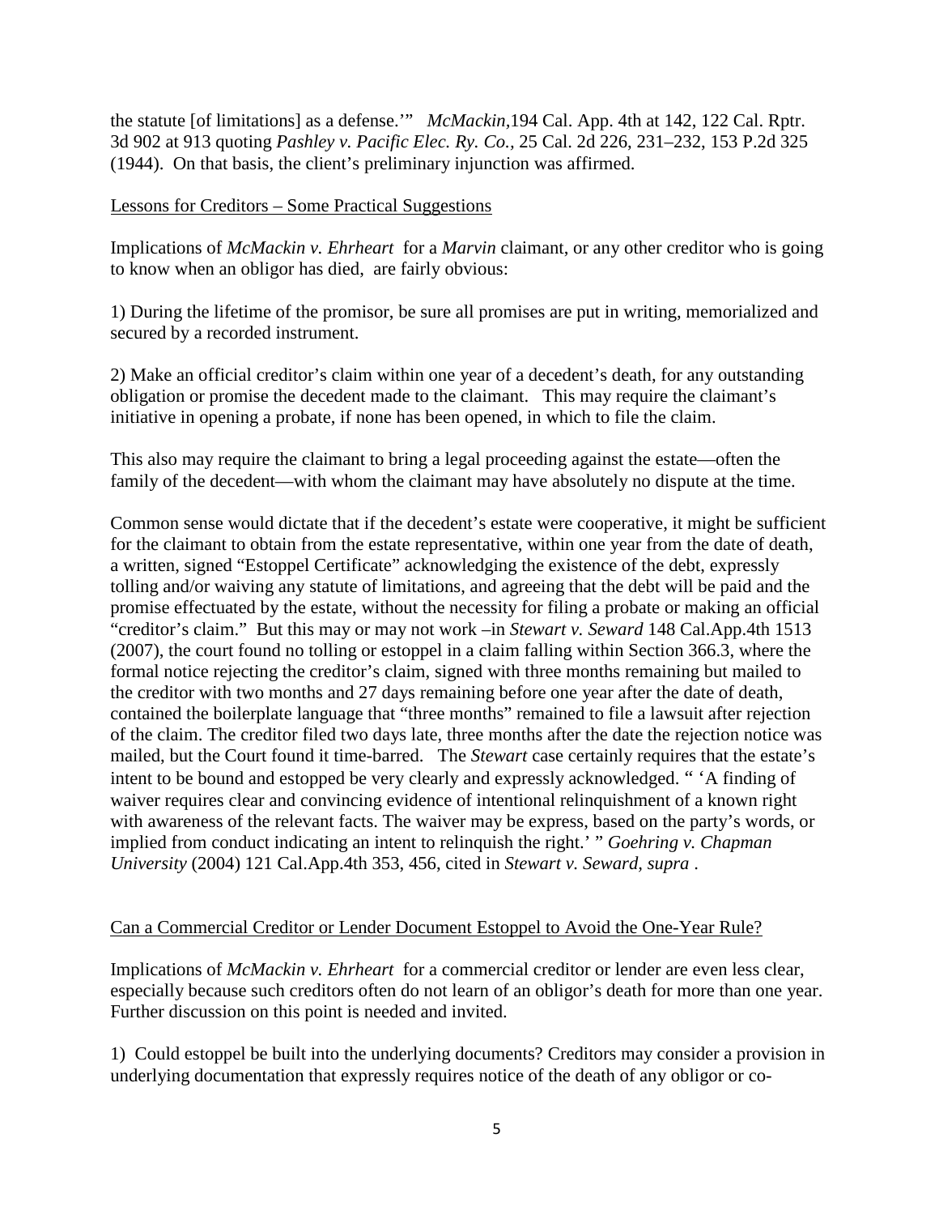the statute [of limitations] as a defense.'" *McMackin*,194 Cal. App. 4th at 142, 122 Cal. Rptr. 3d 902 at 913 quoting *Pashley v. Pacific Elec. Ry. Co.*, 25 Cal. 2d 226, 231–232, 153 P.2d 325 (1944). On that basis, the client's preliminary injunction was affirmed.

Lessons for Creditors – Some Practical Suggestions

Implications of *McMackin v. Ehrheart* for a *Marvin* claimant, or any other creditor who is going to know when an obligor has died, are fairly obvious:

1) During the lifetime of the promisor, be sure all promises are put in writing, memorialized and secured by a recorded instrument.

2) Make an official creditor's claim within one year of a decedent's death, for any outstanding obligation or promise the decedent made to the claimant. This may require the claimant's initiative in opening a probate, if none has been opened, in which to file the claim.

This also may require the claimant to bring a legal proceeding against the estate—often the family of the decedent—with whom the claimant may have absolutely no dispute at the time.

Common sense would dictate that if the decedent's estate were cooperative, it might be sufficient for the claimant to obtain from the estate representative, within one year from the date of death, a written, signed "Estoppel Certificate" acknowledging the existence of the debt, expressly tolling and/or waiving any statute of limitations, and agreeing that the debt will be paid and the promise effectuated by the estate, without the necessity for filing a probate or making an official "creditor's claim." But this may or may not work –in *Stewart v. Seward* 148 Cal.App.4th 1513 (2007), the court found no tolling or estoppel in a claim falling within Section 366.3, where the formal notice rejecting the creditor's claim, signed with three months remaining but mailed to the creditor with two months and 27 days remaining before one year after the date of death, contained the boilerplate language that "three months" remained to file a lawsuit after rejection of the claim. The creditor filed two days late, three months after the date the rejection notice was mailed, but the Court found it time-barred. The *Stewart* case certainly requires that the estate's intent to be bound and estopped be very clearly and expressly acknowledged. " 'A finding of waiver requires clear and convincing evidence of intentional relinquishment of a known right with awareness of the relevant facts. The waiver may be express, based on the party's words, or implied from conduct indicating an intent to relinquish the right.' " *Goehring v. Chapman University* (2004) 121 Cal.App.4th 353, 456, cited in *Stewart v. Seward, supra* .

Can a Commercial Creditor or Lender Document Estoppel to Avoid the One-Year Rule?

Implications of *McMackin v. Ehrheart* for a commercial creditor or lender are even less clear, especially because such creditors often do not learn of an obligor's death for more than one year. Further discussion on this point is needed and invited.

1) Could estoppel be built into the underlying documents? Creditors may consider a provision in underlying documentation that expressly requires notice of the death of any obligor or co-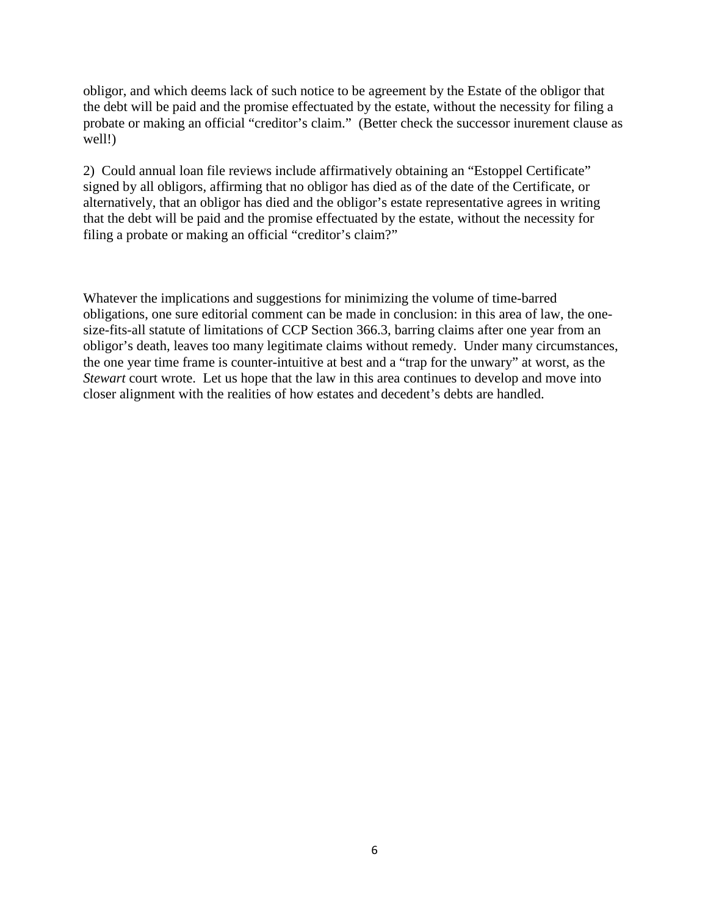obligor, and which deems lack of such notice to be agreement by the Estate of the obligor that the debt will be paid and the promise effectuated by the estate, without the necessity for filing a probate or making an official "creditor's claim." (Better check the successor inurement clause as well!)

2) Could annual loan file reviews include affirmatively obtaining an "Estoppel Certificate" signed by all obligors, affirming that no obligor has died as of the date of the Certificate, or alternatively, that an obligor has died and the obligor's estate representative agrees in writing that the debt will be paid and the promise effectuated by the estate, without the necessity for filing a probate or making an official "creditor's claim?"

Whatever the implications and suggestions for minimizing the volume of time-barred obligations, one sure editorial comment can be made in conclusion: in this area of law, the one-size-fits-all statute of limitations of CCP Section 366.3, barring claims after one year from an obligor's death, leaves too many legitimate claims without remedy. Under many circumstances, the one year time frame is counter-intuitive at best and a "trap for the unwary" at worst, as the *Stewart* court wrote. Let us hope that the law in this area continues to develop and move into closer alignment with the realities of how estates and decedent's debts are handled.